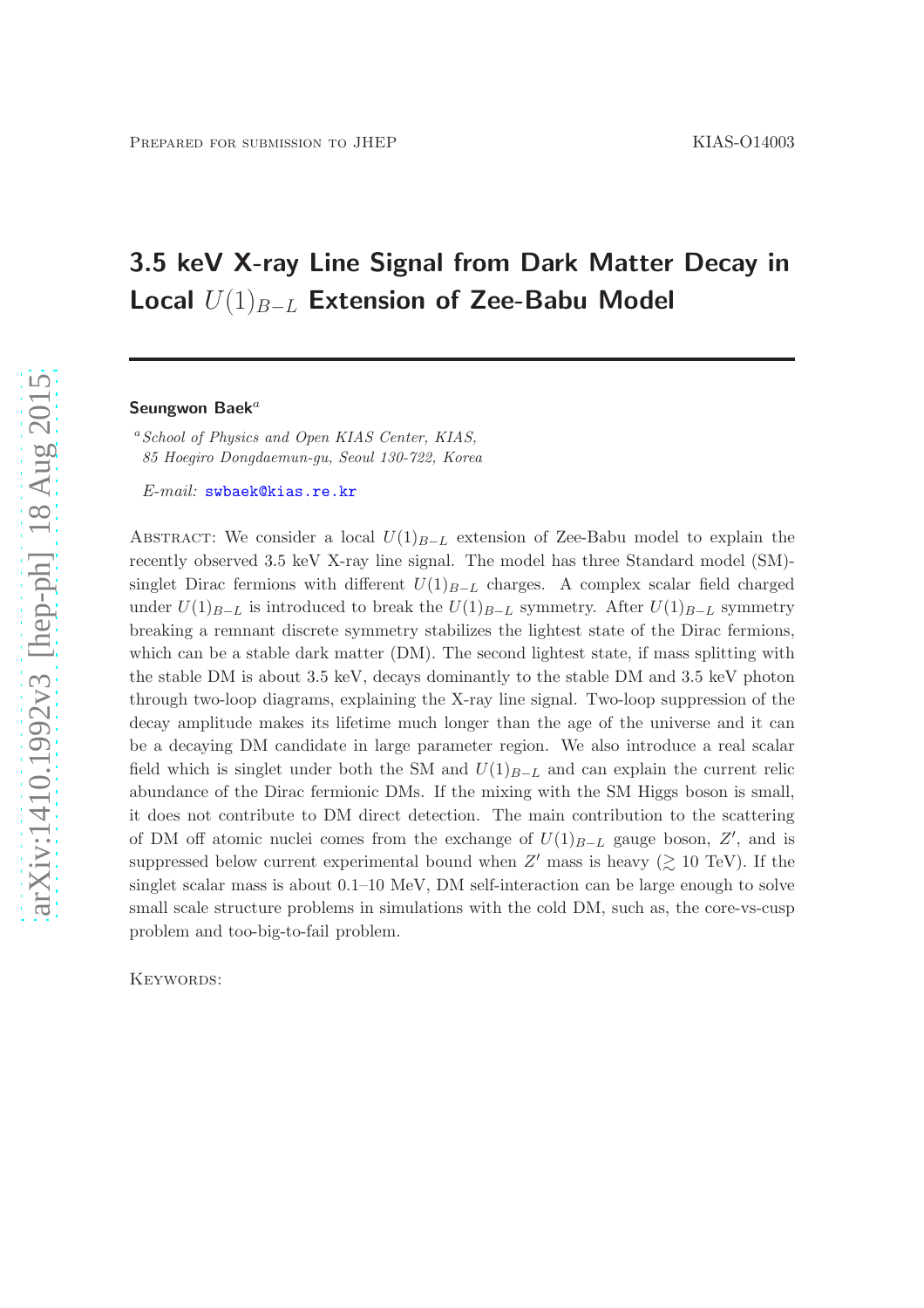Prepared for submission to JHEP

KIAS-O14003

# 3.5 keV X-ray Line Signal from Dark Matter Decay in Local $U(1)_{B-L}$ Extension of Zee-Babu Model

**Seungwon Baek**[a]

[a] *School of Physics and Open KIAS Center, KIAS, 85 Hoegiro Dongdaemun-gu, Seoul 130-722, Korea*

*E-mail:* swbaek@kias.re.kr

Abstract: We consider a local $U(1)_{B-L}$ extension of Zee-Babu model to explain the recently observed 3.5 keV X-ray line signal. The model has three Standard model (SM)-singlet Dirac fermions with different $U(1)_{B-L}$ charges. A complex scalar field charged under $U(1)_{B-L}$ is introduced to break the $U(1)_{B-L}$ symmetry. After $U(1)_{B-L}$ symmetry breaking a remnant discrete symmetry stabilizes the lightest state of the Dirac fermions, which can be a stable dark matter (DM). The second lightest state, if mass splitting with the stable DM is about 3.5 keV, decays dominantly to the stable DM and 3.5 keV photon through two-loop diagrams, explaining the X-ray line signal. Two-loop suppression of the decay amplitude makes its lifetime much longer than the age of the universe and it can be a decaying DM candidate in large parameter region. We also introduce a real scalar field which is singlet under both the SM and $U(1)_{B-L}$ and can explain the current relic abundance of the Dirac fermionic DMs. If the mixing with the SM Higgs boson is small, it does not contribute to DM direct detection. The main contribution to the scattering of DM off atomic nuclei comes from the exchange of $U(1)_{B-L}$ gauge boson, $Z'$, and is suppressed below current experimental bound when $Z'$ mass is heavy ($\gtrsim$ 10 TeV). If the singlet scalar mass is about 0.1–10 MeV, DM self-interaction can be large enough to solve small scale structure problems in simulations with the cold DM, such as, the core-vs-cusp problem and too-big-to-fail problem.

Keywords: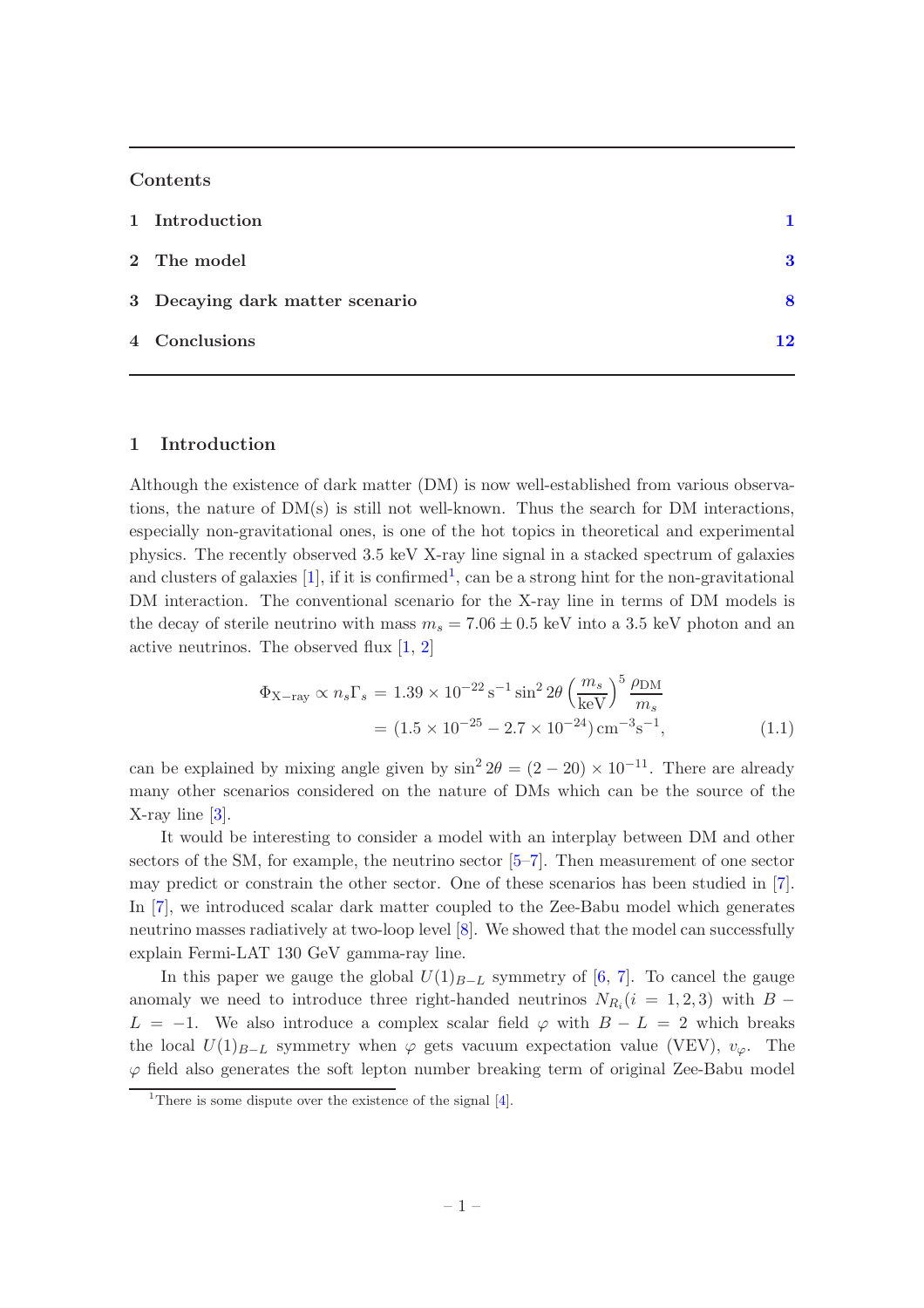Contents

| | |
|---|---|
| **1 Introduction** | **1** |
| **2 The model** | **3** |
| **3 Decaying dark matter scenario** | **8** |
| **4 Conclusions** | **12** |

## 1 Introduction

Although the existence of dark matter (DM) is now well-established from various observations, the nature of DM(s) is still not well-known. Thus the search for DM interactions, especially non-gravitational ones, is one of the hot topics in theoretical and experimental physics. The recently observed 3.5 keV X-ray line signal in a stacked spectrum of galaxies and clusters of galaxies [1], if it is confirmed[1], can be a strong hint for the non-gravitational DM interaction. The conventional scenario for the X-ray line in terms of DM models is the decay of sterile neutrino with mass $m_s = 7.06 \pm 0.5$ keV into a 3.5 keV photon and an active neutrinos. The observed flux [1, 2]

$$\begin{aligned}\Phi_{\text{X-ray}} \propto n_s \Gamma_s &= 1.39 \times 10^{-22}\,\text{s}^{-1} \sin^2 2\theta \left(\frac{m_s}{\text{keV}}\right)^5 \frac{\rho_{\text{DM}}}{m_s} \\ &= (1.5 \times 10^{-25} - 2.7 \times 10^{-24})\,\text{cm}^{-3}\text{s}^{-1},\end{aligned} \tag{1.1}$$

can be explained by mixing angle given by $\sin^2 2\theta = (2 - 20) \times 10^{-11}$. There are already many other scenarios considered on the nature of DMs which can be the source of the X-ray line [3].

It would be interesting to consider a model with an interplay between DM and other sectors of the SM, for example, the neutrino sector [5–7]. Then measurement of one sector may predict or constrain the other sector. One of these scenarios has been studied in [7]. In [7], we introduced scalar dark matter coupled to the Zee-Babu model which generates neutrino masses radiatively at two-loop level [8]. We showed that the model can successfully explain Fermi-LAT 130 GeV gamma-ray line.

In this paper we gauge the global $U(1)_{B-L}$ symmetry of [6, 7]. To cancel the gauge anomaly we need to introduce three right-handed neutrinos $N_{R_i} (i = 1, 2, 3)$ with $B - L = -1$. We also introduce a complex scalar field $\varphi$ with $B - L = 2$ which breaks the local $U(1)_{B-L}$ symmetry when $\varphi$ gets vacuum expectation value (VEV), $v_\varphi$. The $\varphi$ field also generates the soft lepton number breaking term of original Zee-Babu model

[1]There is some dispute over the existence of the signal [4].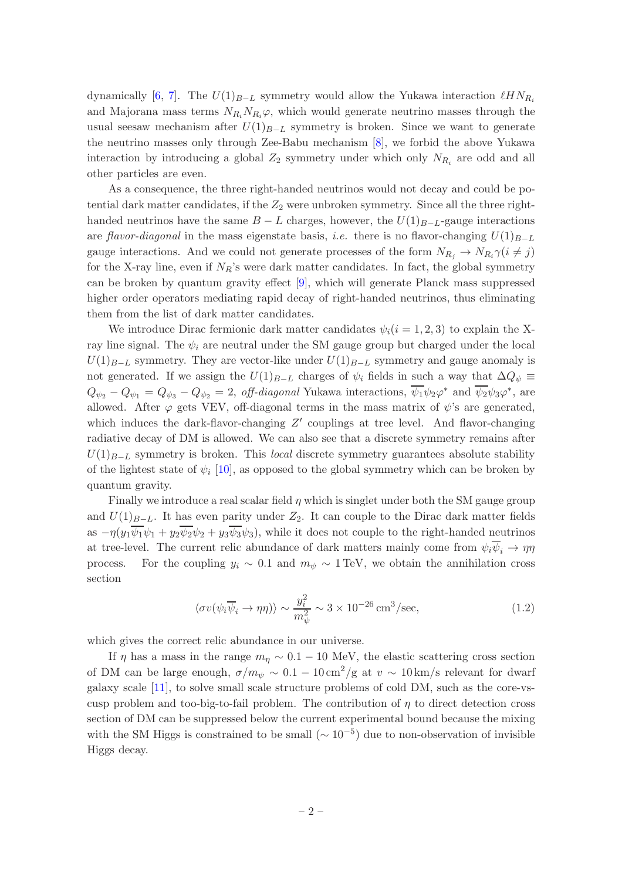dynamically [6, 7]. The $U(1)_{B-L}$ symmetry would allow the Yukawa interaction $\ell H N_{R_i}$ and Majorana mass terms $N_{R_i} N_{R_i} \varphi$, which would generate neutrino masses through the usual seesaw mechanism after $U(1)_{B-L}$ symmetry is broken. Since we want to generate the neutrino masses only through Zee-Babu mechanism [8], we forbid the above Yukawa interaction by introducing a global $Z_2$ symmetry under which only $N_{R_i}$ are odd and all other particles are even.

As a consequence, the three right-handed neutrinos would not decay and could be potential dark matter candidates, if the $Z_2$ were unbroken symmetry. Since all the three right-handed neutrinos have the same $B-L$ charges, however, the $U(1)_{B-L}$-gauge interactions are *flavor-diagonal* in the mass eigenstate basis, *i.e.* there is no flavor-changing $U(1)_{B-L}$ gauge interactions. And we could not generate processes of the form $N_{R_j} \to N_{R_i} \gamma (i \neq j)$ for the X-ray line, even if $N_R$'s were dark matter candidates. In fact, the global symmetry can be broken by quantum gravity effect [9], which will generate Planck mass suppressed higher order operators mediating rapid decay of right-handed neutrinos, thus eliminating them from the list of dark matter candidates.

We introduce Dirac fermionic dark matter candidates $\psi_i (i = 1, 2, 3)$ to explain the X-ray line signal. The $\psi_i$ are neutral under the SM gauge group but charged under the local $U(1)_{B-L}$ symmetry. They are vector-like under $U(1)_{B-L}$ symmetry and gauge anomaly is not generated. If we assign the $U(1)_{B-L}$ charges of $\psi_i$ fields in such a way that $\Delta Q_\psi \equiv Q_{\psi_2} - Q_{\psi_1} = Q_{\psi_3} - Q_{\psi_2} = 2$, *off-diagonal* Yukawa interactions, $\overline{\psi_1} \psi_2 \varphi^*$ and $\overline{\psi_2} \psi_3 \varphi^*$, are allowed. After $\varphi$ gets VEV, off-diagonal terms in the mass matrix of $\psi$'s are generated, which induces the dark-flavor-changing $Z'$ couplings at tree level. And flavor-changing radiative decay of DM is allowed. We can also see that a discrete symmetry remains after $U(1)_{B-L}$ symmetry is broken. This *local* discrete symmetry guarantees absolute stability of the lightest state of $\psi_i$ [10], as opposed to the global symmetry which can be broken by quantum gravity.

Finally we introduce a real scalar field $\eta$ which is singlet under both the SM gauge group and $U(1)_{B-L}$. It has even parity under $Z_2$. It can couple to the Dirac dark matter fields as $-\eta(y_1 \overline{\psi_1} \psi_1 + y_2 \overline{\psi_2} \psi_2 + y_3 \overline{\psi_3} \psi_3)$, while it does not couple to the right-handed neutrinos at tree-level. The current relic abundance of dark matters mainly come from $\psi_i \overline{\psi}_i \to \eta\eta$ process. For the coupling $y_i \sim 0.1$ and $m_\psi \sim 1\,\text{TeV}$, we obtain the annihilation cross section

$$\langle \sigma v(\psi_i \overline{\psi}_i \to \eta\eta) \rangle \sim \frac{y_i^2}{m_\psi^2} \sim 3 \times 10^{-26}\,\text{cm}^3/\text{sec}, \tag{1.2}$$

which gives the correct relic abundance in our universe.

If $\eta$ has a mass in the range $m_\eta \sim 0.1 - 10$ MeV, the elastic scattering cross section of DM can be large enough, $\sigma/m_\psi \sim 0.1 - 10\,\text{cm}^2/\text{g}$ at $v \sim 10\,\text{km/s}$ relevant for dwarf galaxy scale [11], to solve small scale structure problems of cold DM, such as the core-vs-cusp problem and too-big-to-fail problem. The contribution of $\eta$ to direct detection cross section of DM can be suppressed below the current experimental bound because the mixing with the SM Higgs is constrained to be small ($\sim 10^{-5}$) due to non-observation of invisible Higgs decay.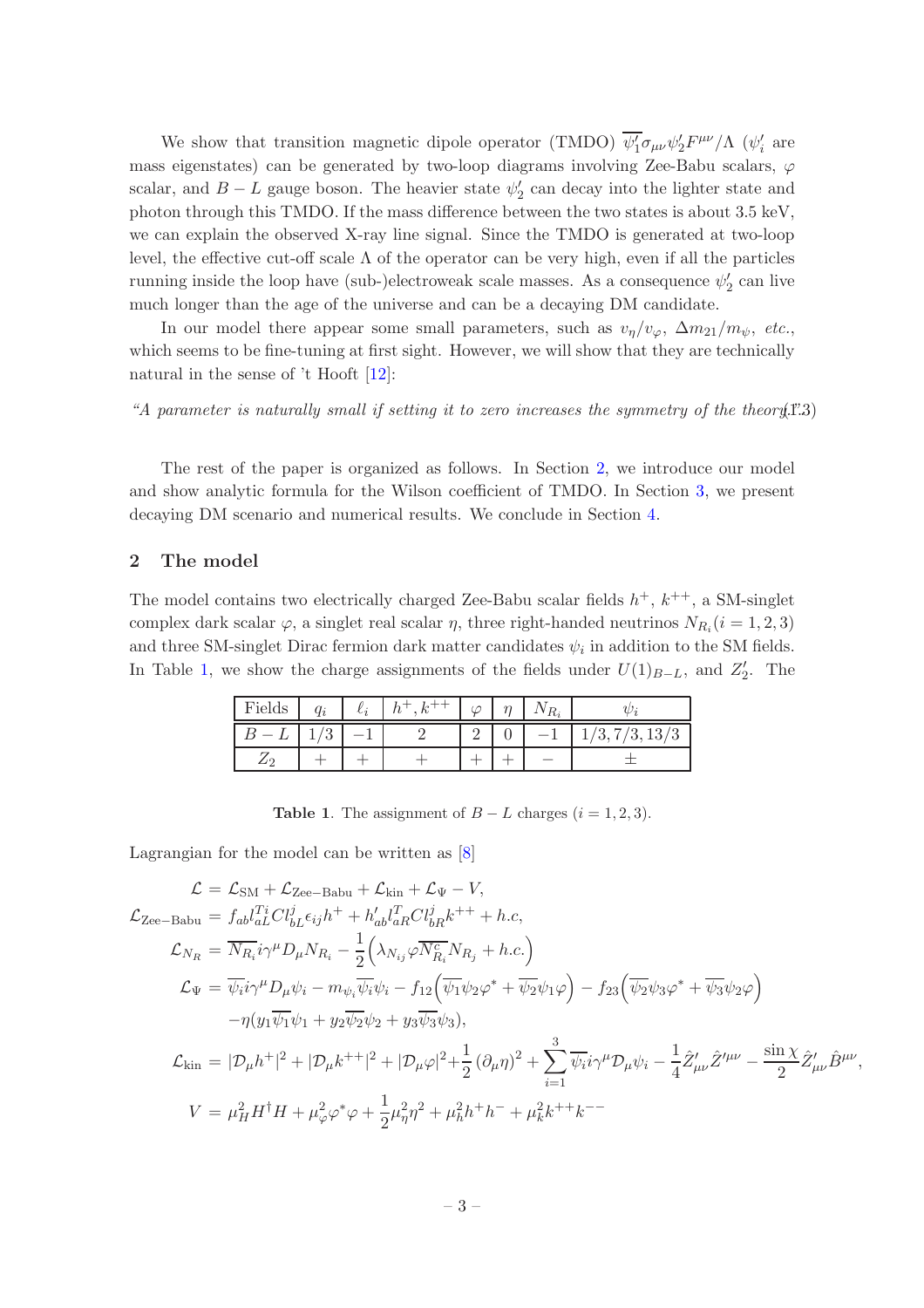We show that transition magnetic dipole operator (TMDO) $\overline{\psi_1'}\sigma_{\mu\nu}\psi_2' F^{\mu\nu}/\Lambda$ ($\psi_i'$ are mass eigenstates) can be generated by two-loop diagrams involving Zee-Babu scalars, $\varphi$ scalar, and $B-L$ gauge boson. The heavier state $\psi_2'$ can decay into the lighter state and photon through this TMDO. If the mass difference between the two states is about 3.5 keV, we can explain the observed X-ray line signal. Since the TMDO is generated at two-loop level, the effective cut-off scale $\Lambda$ of the operator can be very high, even if all the particles running inside the loop have (sub-)electroweak scale masses. As a consequence $\psi_2'$ can live much longer than the age of the universe and can be a decaying DM candidate.

In our model there appear some small parameters, such as $v_\eta/v_\varphi$, $\Delta m_{21}/m_\psi$, *etc.*, which seems to be fine-tuning at first sight. However, we will show that they are technically natural in the sense of 't Hooft [12]:

*"A parameter is naturally small if setting it to zero increases the symmetry of the theory."* (1.3)

The rest of the paper is organized as follows. In Section 2, we introduce our model and show analytic formula for the Wilson coefficient of TMDO. In Section 3, we present decaying DM scenario and numerical results. We conclude in Section 4.

## 2 The model

The model contains two electrically charged Zee-Babu scalar fields $h^+$, $k^{++}$, a SM-singlet complex dark scalar $\varphi$, a singlet real scalar $\eta$, three right-handed neutrinos $N_{R_i}(i=1,2,3)$ and three SM-singlet Dirac fermion dark matter candidates $\psi_i$ in addition to the SM fields. In Table 1, we show the charge assignments of the fields under $U(1)_{B-L}$, and $Z_2'$. The

| Fields | $q_i$ | $\ell_i$ | $h^+, k^{++}$ | $\varphi$ | $\eta$ | $N_{R_i}$ | $\psi_i$ |
|---|---|---|---|---|---|---|---|
| $B-L$ | $1/3$ | $-1$ | $2$ | $2$ | $0$ | $-1$ | $1/3, 7/3, 13/3$ |
| $Z_2$ | $+$ | $+$ | $+$ | $+$ | $+$ | $-$ | $\pm$ |

**Table 1**. The assignment of $B-L$ charges ($i=1,2,3$).

Lagrangian for the model can be written as [8]

$$
\begin{aligned}
\mathcal{L} &= \mathcal{L}_{\rm SM} + \mathcal{L}_{\rm Zee-Babu} + \mathcal{L}_{\rm kin} + \mathcal{L}_\Psi - V,\\
\mathcal{L}_{\rm Zee-Babu} &= f_{ab} l_{aL}^{Ti} C l_{bL}^j \epsilon_{ij} h^+ + h'_{ab} l_{aR}^T C l_{bR}^j k^{++} + h.c,\\
\mathcal{L}_{N_R} &= \overline{N_{R_i}} i\gamma^\mu D_\mu N_{R_i} - \frac{1}{2}\Big(\lambda_{N_{ij}} \varphi \overline{N_{R_i}^c} N_{R_j} + h.c.\Big)\\
\mathcal{L}_\Psi &= \overline{\psi_i} i\gamma^\mu D_\mu \psi_i - m_{\psi_i}\overline{\psi_i}\psi_i - f_{12}\Big(\overline{\psi_1}\psi_2\varphi^* + \overline{\psi_2}\psi_1\varphi\Big) - f_{23}\Big(\overline{\psi_2}\psi_3\varphi^* + \overline{\psi_3}\psi_2\varphi\Big)\\
&\quad -\eta(y_1\overline{\psi_1}\psi_1 + y_2\overline{\psi_2}\psi_2 + y_3\overline{\psi_3}\psi_3),\\
\mathcal{L}_{\rm kin} &= |\mathcal{D}_\mu h^+|^2 + |\mathcal{D}_\mu k^{++}|^2 + |\mathcal{D}_\mu \varphi|^2 + \frac{1}{2}(\partial_\mu \eta)^2 + \sum_{i=1}^{3} \overline{\psi_i} i\gamma^\mu \mathcal{D}_\mu \psi_i - \frac{1}{4}\hat{Z}'_{\mu\nu}\hat{Z}'^{\mu\nu} - \frac{\sin\chi}{2}\hat{Z}'_{\mu\nu}\hat{B}^{\mu\nu},\\
V &= \mu_H^2 H^\dagger H + \mu_\varphi^2 \varphi^*\varphi + \frac{1}{2}\mu_\eta^2\eta^2 + \mu_h^2 h^+ h^- + \mu_k^2 k^{++}k^{--}
\end{aligned}
$$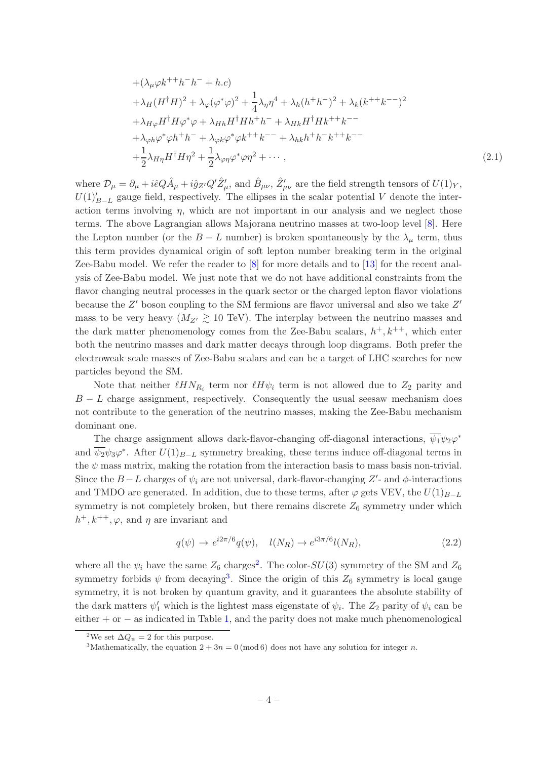$$
\begin{aligned}
&+(\lambda_\mu \varphi k^{++} h^- h^- + h.c) \\
&+\lambda_H (H^\dagger H)^2 + \lambda_\varphi (\varphi^* \varphi)^2 + \frac{1}{4}\lambda_\eta \eta^4 + \lambda_h (h^+ h^-)^2 + \lambda_k (k^{++} k^{--})^2 \\
&+\lambda_{H\varphi} H^\dagger H \varphi^* \varphi + \lambda_{Hh} H^\dagger H h^+ h^- + \lambda_{Hk} H^\dagger H k^{++} k^{--} \\
&+\lambda_{\varphi h} \varphi^* \varphi h^+ h^- + \lambda_{\varphi k} \varphi^* \varphi k^{++} k^{--} + \lambda_{hk} h^+ h^- k^{++} k^{--} \\
&+\frac{1}{2}\lambda_{H\eta} H^\dagger H \eta^2 + \frac{1}{2}\lambda_{\varphi\eta} \varphi^* \varphi \eta^2 + \cdots ,
\end{aligned}
\tag{2.1}
$$

where $\mathcal{D}_\mu = \partial_\mu + i\hat{e}Q\hat{A}_\mu + i\hat{g}_{Z'}Q'\hat{Z}'_\mu$, and $\hat{B}_{\mu\nu}$, $\hat{Z}'_{\mu\nu}$ are the field strength tensors of $U(1)_Y$, $U(1)'_{B-L}$ gauge field, respectively. The ellipses in the scalar potential $V$ denote the interaction terms involving $\eta$, which are not important in our analysis and we neglect those terms. The above Lagrangian allows Majorana neutrino masses at two-loop level [8]. Here the Lepton number (or the $B-L$ number) is broken spontaneously by the $\lambda_\mu$ term, thus this term provides dynamical origin of soft lepton number breaking term in the original Zee-Babu model. We refer the reader to [8] for more details and to [13] for the recent analysis of Zee-Babu model. We just note that we do not have additional constraints from the flavor changing neutral processes in the quark sector or the charged lepton flavor violations because the $Z'$ boson coupling to the SM fermions are flavor universal and also we take $Z'$ mass to be very heavy ($M_{Z'} \gtrsim 10$ TeV). The interplay between the neutrino masses and the dark matter phenomenology comes from the Zee-Babu scalars, $h^+, k^{++}$, which enter both the neutrino masses and dark matter decays through loop diagrams. Both prefer the electroweak scale masses of Zee-Babu scalars and can be a target of LHC searches for new particles beyond the SM.

Note that neither $\ell H N_{R_i}$ term nor $\ell H \psi_i$ term is not allowed due to $Z_2$ parity and $B-L$ charge assignment, respectively. Consequently the usual seesaw mechanism does not contribute to the generation of the neutrino masses, making the Zee-Babu mechanism dominant one.

The charge assignment allows dark-flavor-changing off-diagonal interactions, $\overline{\psi_1}\psi_2\varphi^*$ and $\overline{\psi_2}\psi_3\varphi^*$. After $U(1)_{B-L}$ symmetry breaking, these terms induce off-diagonal terms in the $\psi$ mass matrix, making the rotation from the interaction basis to mass basis non-trivial. Since the $B-L$ charges of $\psi_i$ are not universal, dark-flavor-changing $Z'$- and $\phi$-interactions and TMDO are generated. In addition, due to these terms, after $\varphi$ gets VEV, the $U(1)_{B-L}$ symmetry is not completely broken, but there remains discrete $Z_6$ symmetry under which $h^+, k^{++}, \varphi$, and $\eta$ are invariant and

$$
q(\psi) \to e^{i2\pi/6} q(\psi), \quad l(N_R) \to e^{i3\pi/6} l(N_R), \tag{2.2}
$$

where all the $\psi_i$ have the same $Z_6$ charges[2]. The color-$SU(3)$ symmetry of the SM and $Z_6$ symmetry forbids $\psi$ from decaying[3]. Since the origin of this $Z_6$ symmetry is local gauge symmetry, it is not broken by quantum gravity, and it guarantees the absolute stability of the dark matters $\psi'_1$ which is the lightest mass eigenstate of $\psi_i$. The $Z_2$ parity of $\psi_i$ can be either $+$ or $-$ as indicated in Table 1, and the parity does not make much phenomenological

---

[2] We set $\Delta Q_\psi = 2$ for this purpose.

[3] Mathematically, the equation $2 + 3n = 0 \,(\mathrm{mod}\, 6)$ does not have any solution for integer $n$.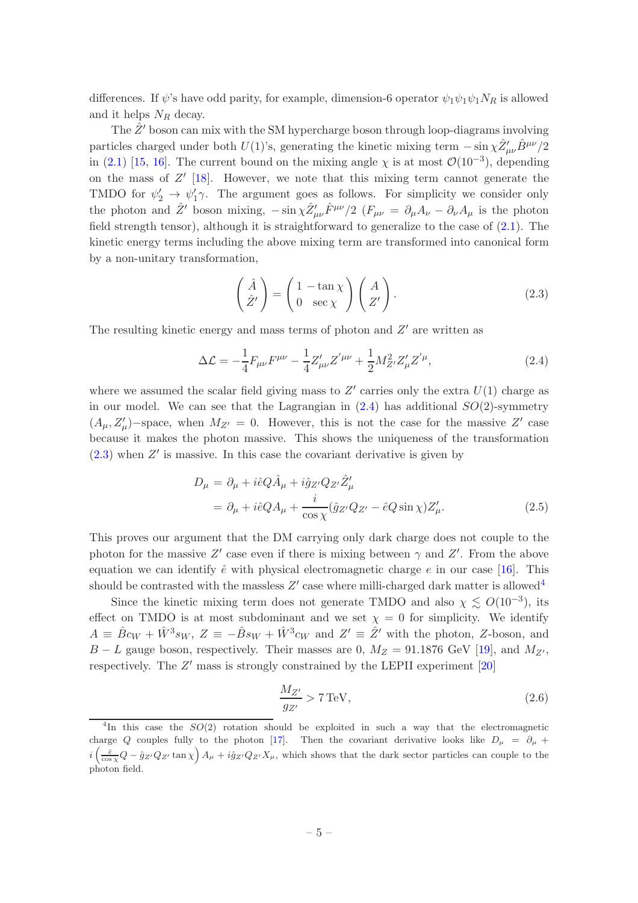differences. If $\psi$'s have odd parity, for example, dimension-6 operator $\psi_1\psi_1\psi_1 N_R$ is allowed and it helps $N_R$ decay.

The $\hat{Z}'$ boson can mix with the SM hypercharge boson through loop-diagrams involving particles charged under both $U(1)$'s, generating the kinetic mixing term $-\sin\chi \hat{Z}'_{\mu\nu}\hat{B}^{\mu\nu}/2$ in (2.1) [15, 16]. The current bound on the mixing angle $\chi$ is at most $\mathcal{O}(10^{-3})$, depending on the mass of $Z'$ [18]. However, we note that this mixing term cannot generate the TMDO for $\psi'_2 \to \psi'_1\gamma$. The argument goes as follows. For simplicity we consider only the photon and $\hat{Z}'$ boson mixing, $-\sin\chi \hat{Z}'_{\mu\nu}\hat{F}^{\mu\nu}/2$ ($F_{\mu\nu} = \partial_\mu A_\nu - \partial_\nu A_\mu$ is the photon field strength tensor), although it is straightforward to generalize to the case of (2.1). The kinetic energy terms including the above mixing term are transformed into canonical form by a non-unitary transformation,

$$\begin{pmatrix} \hat{A} \\ \hat{Z}' \end{pmatrix} = \begin{pmatrix} 1 & -\tan\chi \\ 0 & \sec\chi \end{pmatrix} \begin{pmatrix} A \\ Z' \end{pmatrix}. \tag{2.3}$$

The resulting kinetic energy and mass terms of photon and $Z'$ are written as

$$\Delta\mathcal{L} = -\frac{1}{4}F_{\mu\nu}F^{\mu\nu} - \frac{1}{4}Z'_{\mu\nu}Z'^{\mu\nu} + \frac{1}{2}M^2_{Z'}Z'_\mu Z'^\mu, \tag{2.4}$$

where we assumed the scalar field giving mass to $Z'$ carries only the extra $U(1)$ charge as in our model. We can see that the Lagrangian in (2.4) has additional $SO(2)$-symmetry $(A_\mu, Z'_\mu)$−space, when $M_{Z'} = 0$. However, this is not the case for the massive $Z'$ case because it makes the photon massive. This shows the uniqueness of the transformation (2.3) when $Z'$ is massive. In this case the covariant derivative is given by

$$\begin{aligned} D_\mu &= \partial_\mu + i\hat{e}Q\hat{A}_\mu + i\hat{g}_{Z'}Q_{Z'}\hat{Z}'_\mu \\ &= \partial_\mu + i\hat{e}QA_\mu + \frac{i}{\cos\chi}(\hat{g}_{Z'}Q_{Z'} - \hat{e}Q\sin\chi)Z'_\mu. \end{aligned} \tag{2.5}$$

This proves our argument that the DM carrying only dark charge does not couple to the photon for the massive $Z'$ case even if there is mixing between $\gamma$ and $Z'$. From the above equation we can identify $\hat{e}$ with physical electromagnetic charge $e$ in our case [16]. This should be contrasted with the massless $Z'$ case where milli-charged dark matter is allowed[4]

Since the kinetic mixing term does not generate TMDO and also $\chi \lesssim O(10^{-3})$, its effect on TMDO is at most subdominant and we set $\chi = 0$ for simplicity. We identify $A \equiv \hat{B}c_W + \hat{W}^3 s_W$, $Z \equiv -\hat{B}s_W + \hat{W}^3 c_W$ and $Z' \equiv \hat{Z}'$ with the photon, $Z$-boson, and $B-L$ gauge boson, respectively. Their masses are 0, $M_Z = 91.1876$ GeV [19], and $M_{Z'}$, respectively. The $Z'$ mass is strongly constrained by the LEPII experiment [20]

$$\frac{M_{Z'}}{g_{Z'}} > 7\,\text{TeV}, \tag{2.6}$$

---

[4] In this case the $SO(2)$ rotation should be exploited in such a way that the electromagnetic charge $Q$ couples fully to the photon [17]. Then the covariant derivative looks like $D_\mu = \partial_\mu + i\left(\frac{\hat{e}}{\cos\chi}Q - \hat{g}_{Z'}Q_{Z'}\tan\chi\right)A_\mu + i\hat{g}_{Z'}Q_{Z'}X_\mu$, which shows that the dark sector particles can couple to the photon field.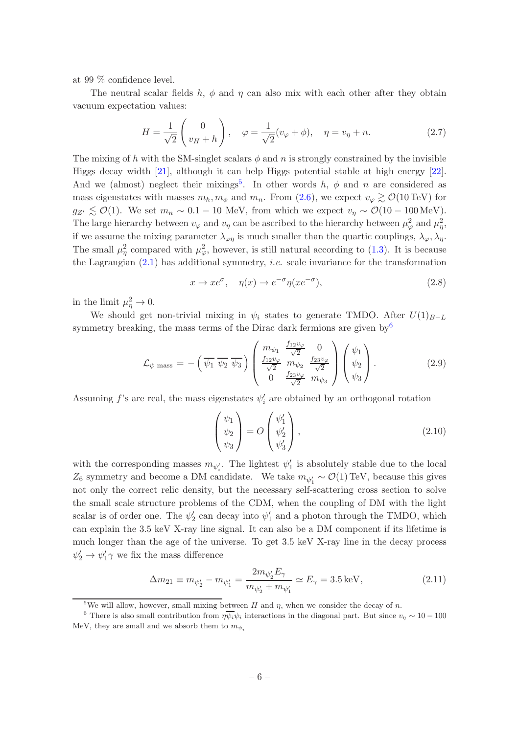at 99 % confidence level.

The neutral scalar fields $h$, $\phi$ and $\eta$ can also mix with each other after they obtain vacuum expectation values:

$$H = \frac{1}{\sqrt{2}} \begin{pmatrix} 0 \\ v_H + h \end{pmatrix}, \quad \varphi = \frac{1}{\sqrt{2}}(v_\varphi + \phi), \quad \eta = v_\eta + n. \tag{2.7}$$

The mixing of $h$ with the SM-singlet scalars $\phi$ and $n$ is strongly constrained by the invisible Higgs decay width [21], although it can help Higgs potential stable at high energy [22]. And we (almost) neglect their mixings[5]. In other words $h$, $\phi$ and $n$ are considered as mass eigenstates with masses $m_h, m_\phi$ and $m_n$. From (2.6), we expect $v_\varphi \gtrsim \mathcal{O}(10\,\text{TeV})$ for $g_{Z'} \lesssim \mathcal{O}(1)$. We set $m_n \sim 0.1 - 10$ MeV, from which we expect $v_\eta \sim \mathcal{O}(10 - 100\,\text{MeV})$. The large hierarchy between $v_\varphi$ and $v_\eta$ can be ascribed to the hierarchy between $\mu_\varphi^2$ and $\mu_\eta^2$, if we assume the mixing parameter $\lambda_{\varphi\eta}$ is much smaller than the quartic couplings, $\lambda_\varphi, \lambda_\eta$. The small $\mu_\eta^2$ compared with $\mu_\varphi^2$, however, is still natural according to (1.3). It is because the Lagrangian (2.1) has additional symmetry, *i.e.* scale invariance for the transformation

$$x \to x e^\sigma, \quad \eta(x) \to e^{-\sigma} \eta(x e^{-\sigma}), \tag{2.8}$$

in the limit $\mu_\eta^2 \to 0$.

We should get non-trivial mixing in $\psi_i$ states to generate TMDO. After $U(1)_{B-L}$ symmetry breaking, the mass terms of the Dirac dark fermions are given by[6]

$$\mathcal{L}_{\psi\ \text{mass}} = -\begin{pmatrix} \overline{\psi_1} & \overline{\psi_2} & \overline{\psi_3} \end{pmatrix} \begin{pmatrix} m_{\psi_1} & \frac{f_{12} v_\varphi}{\sqrt{2}} & 0 \\ \frac{f_{12} v_\varphi}{\sqrt{2}} & m_{\psi_2} & \frac{f_{23} v_\varphi}{\sqrt{2}} \\ 0 & \frac{f_{23} v_\varphi}{\sqrt{2}} & m_{\psi_3} \end{pmatrix} \begin{pmatrix} \psi_1 \\ \psi_2 \\ \psi_3 \end{pmatrix}. \tag{2.9}$$

Assuming $f$'s are real, the mass eigenstates $\psi_i'$ are obtained by an orthogonal rotation

$$\begin{pmatrix} \psi_1 \\ \psi_2 \\ \psi_3 \end{pmatrix} = O \begin{pmatrix} \psi_1' \\ \psi_2' \\ \psi_3' \end{pmatrix}, \tag{2.10}$$

with the corresponding masses $m_{\psi_i'}$. The lightest $\psi_1'$ is absolutely stable due to the local $Z_6$ symmetry and become a DM candidate. We take $m_{\psi_1'} \sim \mathcal{O}(1)\,\text{TeV}$, because this gives not only the correct relic density, but the necessary self-scattering cross section to solve the small scale structure problems of the CDM, when the coupling of DM with the light scalar is of order one. The $\psi_2'$ can decay into $\psi_1'$ and a photon through the TMDO, which can explain the 3.5 keV X-ray line signal. It can also be a DM component if its lifetime is much longer than the age of the universe. To get 3.5 keV X-ray line in the decay process $\psi_2' \to \psi_1' \gamma$ we fix the mass difference

$$\Delta m_{21} \equiv m_{\psi_2'} - m_{\psi_1'} = \frac{2 m_{\psi_2'} E_\gamma}{m_{\psi_2'} + m_{\psi_1'}} \simeq E_\gamma = 3.5\,\text{keV}, \tag{2.11}$$

---

[5] We will allow, however, small mixing between $H$ and $\eta$, when we consider the decay of $n$.

[6] There is also small contribution from $\eta \overline{\psi_i} \psi_i$ interactions in the diagonal part. But since $v_\eta \sim 10 - 100$ MeV, they are small and we absorb them to $m_{\psi_i}$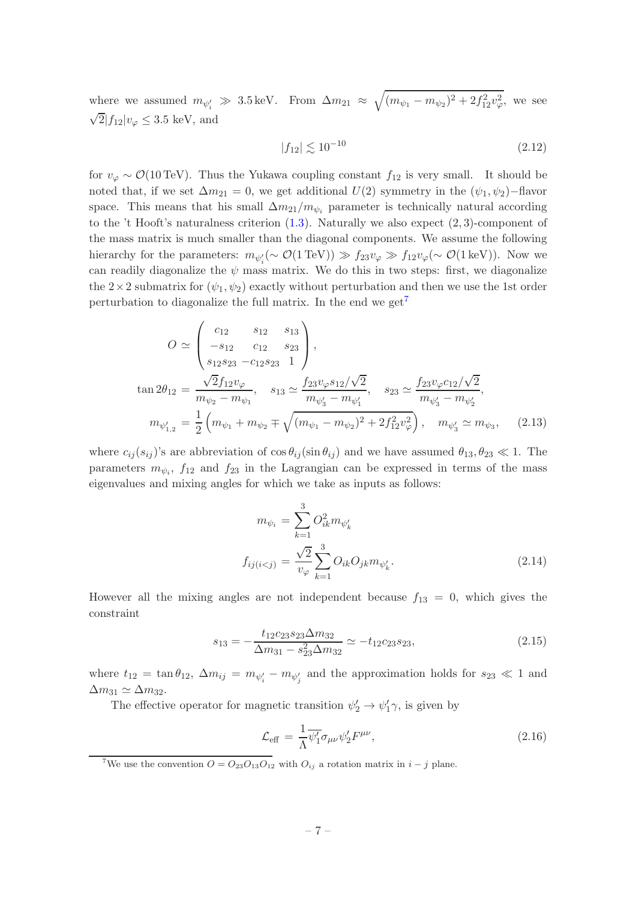where we assumed $m_{\psi'_i} \gg 3.5\,\text{keV}$. From $\Delta m_{21} \approx \sqrt{(m_{\psi_1} - m_{\psi_2})^2 + 2f_{12}^2 v_\varphi^2}$, we see $\sqrt{2}|f_{12}|v_\varphi \leq 3.5$ keV, and

$$|f_{12}| \lesssim 10^{-10} \tag{2.12}$$

for $v_\varphi \sim \mathcal{O}(10\,\text{TeV})$. Thus the Yukawa coupling constant $f_{12}$ is very small. It should be noted that, if we set $\Delta m_{21} = 0$, we get additional $U(2)$ symmetry in the $(\psi_1, \psi_2)-$flavor space. This means that his small $\Delta m_{21}/m_{\psi_i}$ parameter is technically natural according to the 't Hooft's naturalness criterion (1.3). Naturally we also expect $(2,3)$-component of the mass matrix is much smaller than the diagonal components. We assume the following hierarchy for the parameters: $m_{\psi'_i}(\sim \mathcal{O}(1\,\text{TeV})) \gg f_{23}v_\varphi \gg f_{12}v_\varphi(\sim \mathcal{O}(1\,\text{keV}))$. Now we can readily diagonalize the $\psi$ mass matrix. We do this in two steps: first, we diagonalize the $2\times 2$ submatrix for $(\psi_1, \psi_2)$ exactly without perturbation and then we use the 1st order perturbation to diagonalize the full matrix. In the end we get[7]

$$\begin{aligned}
O &\simeq \begin{pmatrix} c_{12} & s_{12} & s_{13} \\ -s_{12} & c_{12} & s_{23} \\ s_{12}s_{23} & -c_{12}s_{23} & 1 \end{pmatrix}, \\
\tan 2\theta_{12} &= \frac{\sqrt{2}f_{12}v_\varphi}{m_{\psi_2} - m_{\psi_1}}, \quad s_{13} \simeq \frac{f_{23}v_\varphi s_{12}/\sqrt{2}}{m_{\psi'_3} - m_{\psi'_1}}, \quad s_{23} \simeq \frac{f_{23}v_\varphi c_{12}/\sqrt{2}}{m_{\psi'_3} - m_{\psi'_2}}, \\
m_{\psi'_{1,2}} &= \frac{1}{2}\left(m_{\psi_1} + m_{\psi_2} \mp \sqrt{(m_{\psi_1} - m_{\psi_2})^2 + 2f_{12}^2 v_\varphi^2}\right), \quad m_{\psi'_3} \simeq m_{\psi_3},
\end{aligned} \tag{2.13}$$

where $c_{ij}(s_{ij})$'s are abbreviation of $\cos\theta_{ij}(\sin\theta_{ij})$ and we have assumed $\theta_{13}, \theta_{23} \ll 1$. The parameters $m_{\psi_i}$, $f_{12}$ and $f_{23}$ in the Lagrangian can be expressed in terms of the mass eigenvalues and mixing angles for which we take as inputs as follows:

$$\begin{aligned}
m_{\psi_i} &= \sum_{k=1}^{3} O_{ik}^2 m_{\psi'_k} \\
f_{ij(i<j)} &= \frac{\sqrt{2}}{v_\varphi}\sum_{k=1}^{3} O_{ik}O_{jk} m_{\psi'_k}.
\end{aligned} \tag{2.14}$$

However all the mixing angles are not independent because $f_{13} = 0$, which gives the constraint

$$s_{13} = -\frac{t_{12}c_{23}s_{23}\Delta m_{32}}{\Delta m_{31} - s_{23}^2 \Delta m_{32}} \simeq -t_{12}c_{23}s_{23}, \tag{2.15}$$

where $t_{12} = \tan\theta_{12}$, $\Delta m_{ij} = m_{\psi'_i} - m_{\psi'_j}$ and the approximation holds for $s_{23} \ll 1$ and $\Delta m_{31} \simeq \Delta m_{32}$.

The effective operator for magnetic transition $\psi'_2 \to \psi'_1 \gamma$, is given by

$$\mathcal{L}_{\text{eff}} = \frac{1}{\Lambda}\overline{\psi'_1}\sigma_{\mu\nu}\psi'_2 F^{\mu\nu}, \tag{2.16}$$

[7] We use the convention $O = O_{23}O_{13}O_{12}$ with $O_{ij}$ a rotation matrix in $i-j$ plane.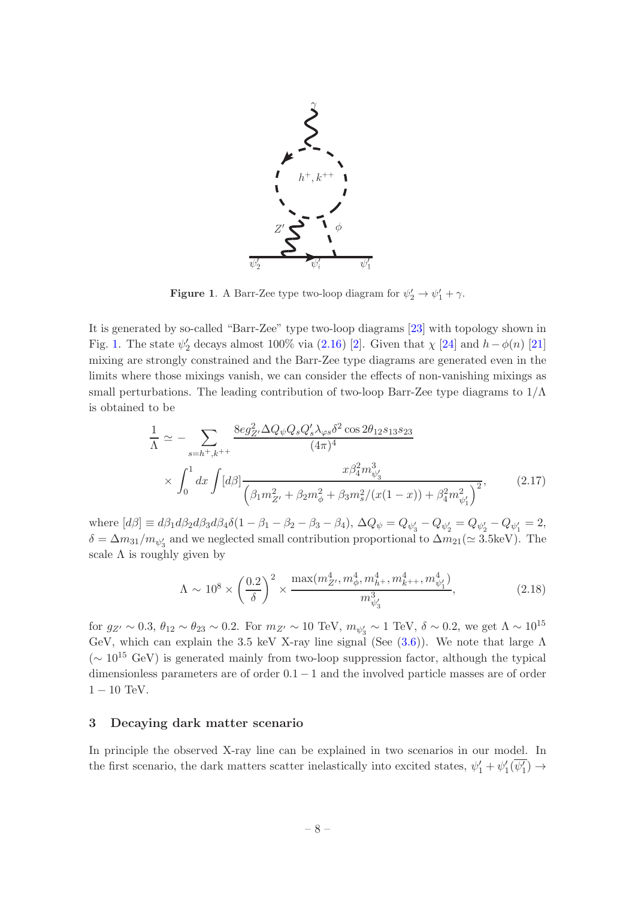**Figure 1**. A Barr-Zee type two-loop diagram for $\psi'_2 \to \psi'_1 + \gamma$.

It is generated by so-called "Barr-Zee" type two-loop diagrams [23] with topology shown in Fig. 1. The state $\psi'_2$ decays almost 100% via (2.16) [2]. Given that $\chi$ [24] and $h - \phi(n)$ [21] mixing are strongly constrained and the Barr-Zee type diagrams are generated even in the limits where those mixings vanish, we can consider the effects of non-vanishing mixings as small perturbations. The leading contribution of two-loop Barr-Zee type diagrams to $1/\Lambda$ is obtained to be

$$\frac{1}{\Lambda} \simeq - \sum_{s=h^+,k^{++}} \frac{8 e g_{Z'}^2 \Delta Q_\psi Q_s Q'_s \lambda_{\varphi s} \delta^2 \cos 2\theta_{12} s_{13} s_{23}}{(4\pi)^4} \times \int_0^1 dx \int [d\beta] \frac{x \beta_4^2 m_{\psi'_3}^3}{\left(\beta_1 m_{Z'}^2 + \beta_2 m_\phi^2 + \beta_3 m_s^2/(x(1-x)) + \beta_4^2 m_{\psi'_1}^2\right)^2}, \tag{2.17}$$

where $[d\beta] \equiv d\beta_1 d\beta_2 d\beta_3 d\beta_4 \delta(1 - \beta_1 - \beta_2 - \beta_3 - \beta_4)$, $\Delta Q_\psi = Q_{\psi'_3} - Q_{\psi'_2} = Q_{\psi'_2} - Q_{\psi'_1} = 2$, $\delta = \Delta m_{31}/m_{\psi'_3}$ and we neglected small contribution proportional to $\Delta m_{21} (\simeq 3.5\text{keV})$. The scale $\Lambda$ is roughly given by

$$\Lambda \sim 10^8 \times \left(\frac{0.2}{\delta}\right)^2 \times \frac{\max(m_{Z'}^4, m_\phi^4, m_{h^+}^4, m_{k^{++}}^4, m_{\psi'_1}^4)}{m_{\psi'_3}^3}, \tag{2.18}$$

for $g_{Z'} \sim 0.3$, $\theta_{12} \sim \theta_{23} \sim 0.2$. For $m_{Z'} \sim 10$ TeV, $m_{\psi'_3} \sim 1$ TeV, $\delta \sim 0.2$, we get $\Lambda \sim 10^{15}$ GeV, which can explain the 3.5 keV X-ray line signal (See (3.6)). We note that large $\Lambda$ ($\sim 10^{15}$ GeV) is generated mainly from two-loop suppression factor, although the typical dimensionless parameters are of order $0.1 - 1$ and the involved particle masses are of order $1 - 10$ TeV.

## 3 Decaying dark matter scenario

In principle the observed X-ray line can be explained in two scenarios in our model. In the first scenario, the dark matters scatter inelastically into excited states, $\psi'_1 + \psi'_1(\overline{\psi'_1}) \to$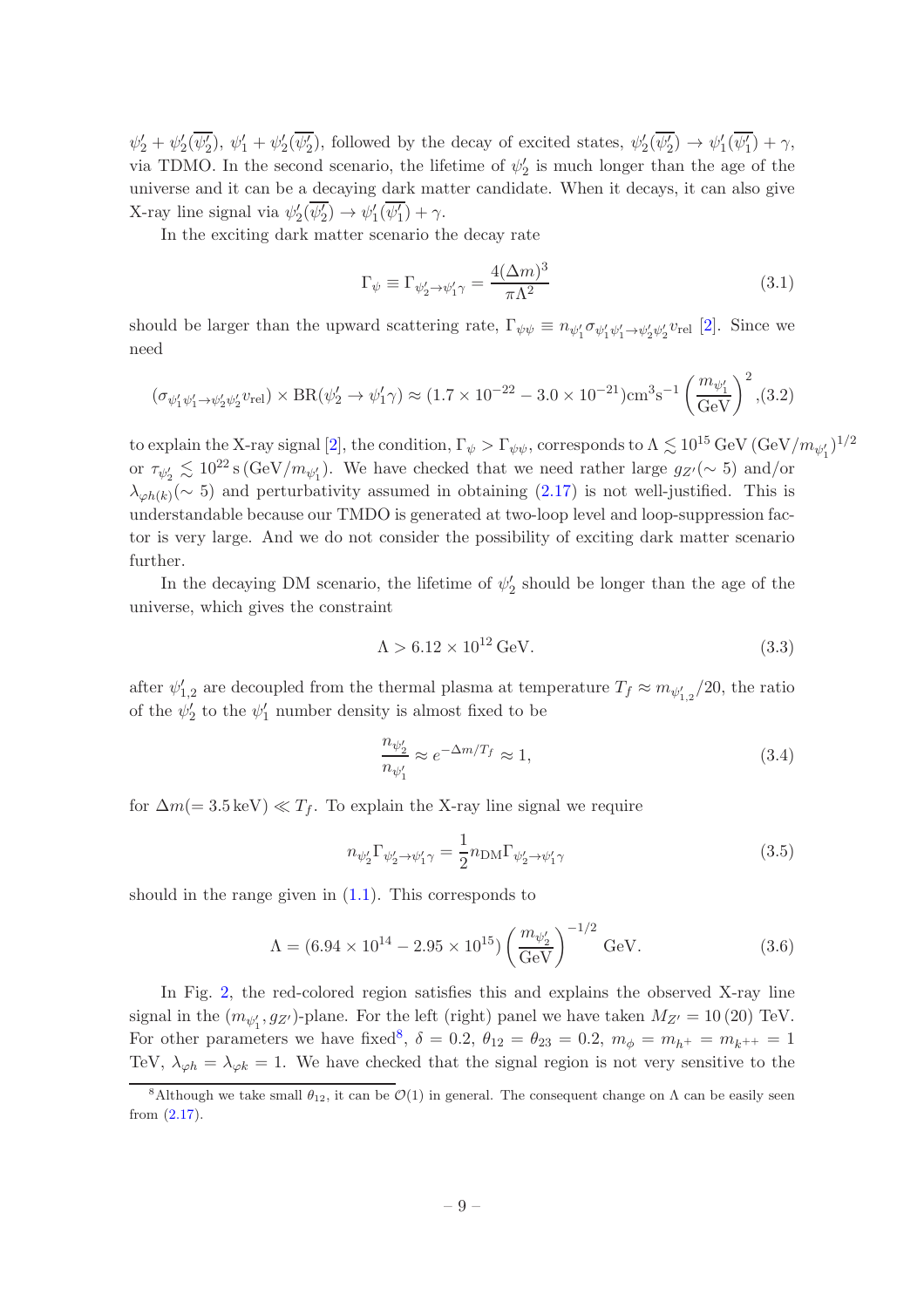$\psi_2' + \psi_2'(\overline{\psi_2'})$, $\psi_1' + \psi_2'(\overline{\psi_2'})$, followed by the decay of excited states, $\psi_2'(\overline{\psi_2'}) \to \psi_1'(\overline{\psi_1'}) + \gamma$, via TDMO. In the second scenario, the lifetime of $\psi_2'$ is much longer than the age of the universe and it can be a decaying dark matter candidate. When it decays, it can also give X-ray line signal via $\psi_2'(\overline{\psi_2'}) \to \psi_1'(\overline{\psi_1'}) + \gamma$.

In the exciting dark matter scenario the decay rate

$$\Gamma_\psi \equiv \Gamma_{\psi_2' \to \psi_1' \gamma} = \frac{4(\Delta m)^3}{\pi \Lambda^2} \tag{3.1}$$

should be larger than the upward scattering rate, $\Gamma_{\psi\psi} \equiv n_{\psi_1'} \sigma_{\psi_1' \psi_1' \to \psi_2' \psi_2'} v_{\rm rel}$ [2]. Since we need

$$(\sigma_{\psi_1' \psi_1' \to \psi_2' \psi_2'} v_{\rm rel}) \times {\rm BR}(\psi_2' \to \psi_1' \gamma) \approx (1.7 \times 10^{-22} - 3.0 \times 10^{-21}) {\rm cm}^3 {\rm s}^{-1} \left(\frac{m_{\psi_1'}}{\rm GeV}\right)^2, \tag{3.2}$$

to explain the X-ray signal [2], the condition, $\Gamma_\psi > \Gamma_{\psi\psi}$, corresponds to $\Lambda \lesssim 10^{15}\,{\rm GeV}\,({\rm GeV}/m_{\psi_1'})^{1/2}$ or $\tau_{\psi_2'} \lesssim 10^{22}\,{\rm s}\,({\rm GeV}/m_{\psi_1'})$. We have checked that we need rather large $g_{Z'}(\sim 5)$ and/or $\lambda_{\varphi h(k)}(\sim 5)$ and perturbativity assumed in obtaining (2.17) is not well-justified. This is understandable because our TMDO is generated at two-loop level and loop-suppression factor is very large. And we do not consider the possibility of exciting dark matter scenario further.

In the decaying DM scenario, the lifetime of $\psi_2'$ should be longer than the age of the universe, which gives the constraint

$$\Lambda > 6.12 \times 10^{12}\,{\rm GeV}. \tag{3.3}$$

after $\psi_{1,2}'$ are decoupled from the thermal plasma at temperature $T_f \approx m_{\psi_{1,2}'}/20$, the ratio of the $\psi_2'$ to the $\psi_1'$ number density is almost fixed to be

$$\frac{n_{\psi_2'}}{n_{\psi_1'}} \approx e^{-\Delta m / T_f} \approx 1, \tag{3.4}$$

for $\Delta m (= 3.5\,{\rm keV}) \ll T_f$. To explain the X-ray line signal we require

$$n_{\psi_2'} \Gamma_{\psi_2' \to \psi_1' \gamma} = \frac{1}{2} n_{\rm DM} \Gamma_{\psi_2' \to \psi_1' \gamma} \tag{3.5}$$

should in the range given in (1.1). This corresponds to

$$\Lambda = (6.94 \times 10^{14} - 2.95 \times 10^{15}) \left(\frac{m_{\psi_2'}}{\rm GeV}\right)^{-1/2} {\rm GeV}. \tag{3.6}$$

In Fig. 2, the red-colored region satisfies this and explains the observed X-ray line signal in the $(m_{\psi_1'}, g_{Z'})$-plane. For the left (right) panel we have taken $M_{Z'} = 10\,(20)$ TeV. For other parameters we have fixed[8], $\delta = 0.2$, $\theta_{12} = \theta_{23} = 0.2$, $m_\phi = m_{h^+} = m_{k^{++}} = 1$ TeV, $\lambda_{\varphi h} = \lambda_{\varphi k} = 1$. We have checked that the signal region is not very sensitive to the

[8] Although we take small $\theta_{12}$, it can be $\mathcal{O}(1)$ in general. The consequent change on $\Lambda$ can be easily seen from (2.17).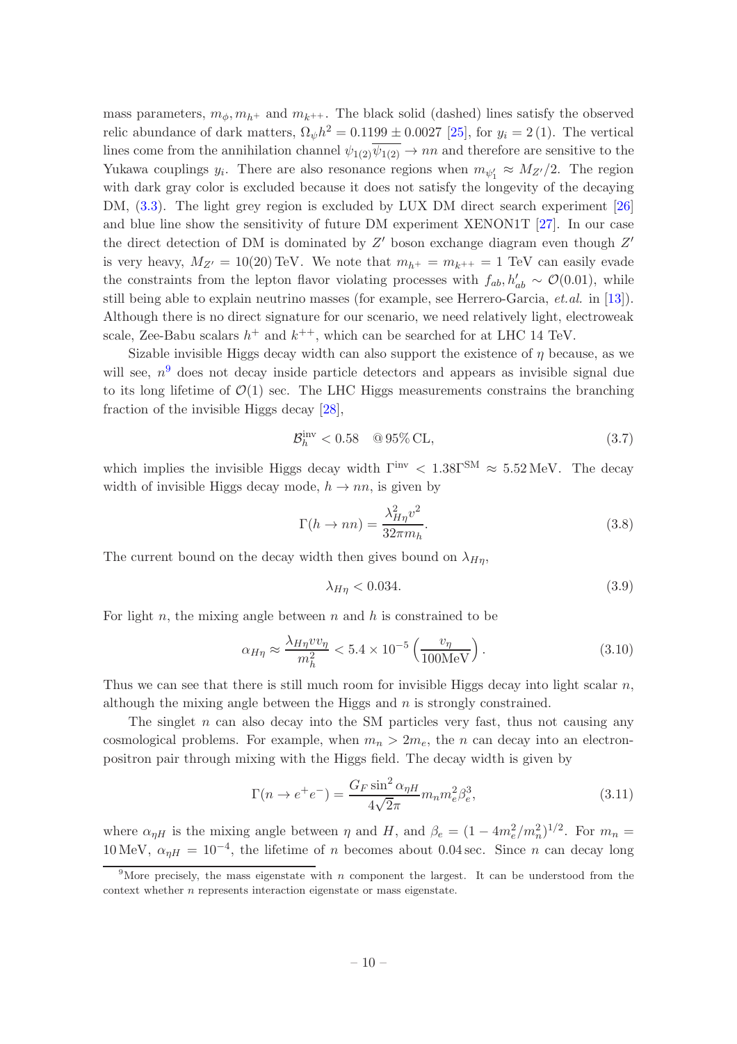mass parameters, $m_\phi, m_{h^+}$ and $m_{k^{++}}$. The black solid (dashed) lines satisfy the observed relic abundance of dark matters, $\Omega_\psi h^2 = 0.1199 \pm 0.0027$ [25], for $y_i = 2\,(1)$. The vertical lines come from the annihilation channel $\psi_{1(2)}\overline{\psi_{1(2)}} \to nn$ and therefore are sensitive to the Yukawa couplings $y_i$. There are also resonance regions when $m_{\psi_1'} \approx M_{Z'}/2$. The region with dark gray color is excluded because it does not satisfy the longevity of the decaying DM, (3.3). The light grey region is excluded by LUX DM direct search experiment [26] and blue line show the sensitivity of future DM experiment XENON1T [27]. In our case the direct detection of DM is dominated by $Z'$ boson exchange diagram even though $Z'$ is very heavy, $M_{Z'} = 10(20)\,\text{TeV}$. We note that $m_{h^+} = m_{k^{++}} = 1$ TeV can easily evade the constraints from the lepton flavor violating processes with $f_{ab}, h'_{ab} \sim \mathcal{O}(0.01)$, while still being able to explain neutrino masses (for example, see Herrero-Garcia, *et.al.* in [13]). Although there is no direct signature for our scenario, we need relatively light, electroweak scale, Zee-Babu scalars $h^+$ and $k^{++}$, which can be searched for at LHC 14 TeV.

Sizable invisible Higgs decay width can also support the existence of $\eta$ because, as we will see, $n$[9] does not decay inside particle detectors and appears as invisible signal due to its long lifetime of $\mathcal{O}(1)$ sec. The LHC Higgs measurements constrains the branching fraction of the invisible Higgs decay [28],

$$\mathcal{B}_h^{\rm inv} < 0.58 \quad @\,95\%\,\text{CL}, \tag{3.7}$$

which implies the invisible Higgs decay width $\Gamma^{\rm inv} < 1.38\Gamma^{\rm SM} \approx 5.52\,\text{MeV}$. The decay width of invisible Higgs decay mode, $h \to nn$, is given by

$$\Gamma(h \to nn) = \frac{\lambda_{H\eta}^2 v^2}{32\pi m_h}. \tag{3.8}$$

The current bound on the decay width then gives bound on $\lambda_{H\eta}$,

$$\lambda_{H\eta} < 0.034. \tag{3.9}$$

For light $n$, the mixing angle between $n$ and $h$ is constrained to be

$$\alpha_{H\eta} \approx \frac{\lambda_{H\eta} v v_\eta}{m_h^2} < 5.4 \times 10^{-5} \left(\frac{v_\eta}{100\text{MeV}}\right). \tag{3.10}$$

Thus we can see that there is still much room for invisible Higgs decay into light scalar $n$, although the mixing angle between the Higgs and $n$ is strongly constrained.

The singlet $n$ can also decay into the SM particles very fast, thus not causing any cosmological problems. For example, when $m_n > 2m_e$, the $n$ can decay into an electron-positron pair through mixing with the Higgs field. The decay width is given by

$$\Gamma(n \to e^+e^-) = \frac{G_F \sin^2 \alpha_{\eta H}}{4\sqrt{2}\pi} m_n m_e^2 \beta_e^3, \tag{3.11}$$

where $\alpha_{\eta H}$ is the mixing angle between $\eta$ and $H$, and $\beta_e = (1 - 4m_e^2/m_n^2)^{1/2}$. For $m_n = 10\,\text{MeV}$, $\alpha_{\eta H} = 10^{-4}$, the lifetime of $n$ becomes about $0.04\,\text{sec}$. Since $n$ can decay long

[9] More precisely, the mass eigenstate with $n$ component the largest. It can be understood from the context whether $n$ represents interaction eigenstate or mass eigenstate.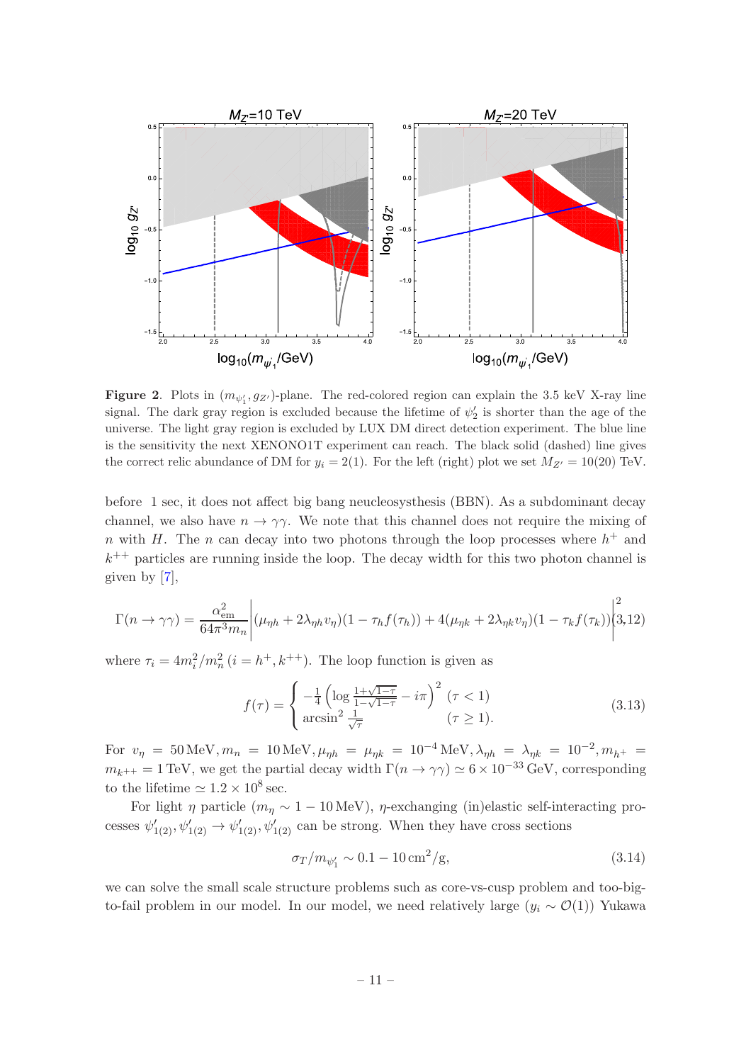**Figure 2**. Plots in $(m_{\psi'_1}, g_{Z'})$-plane. The red-colored region can explain the 3.5 keV X-ray line signal. The dark gray region is excluded because the lifetime of $\psi'_2$ is shorter than the age of the universe. The light gray region is excluded by LUX DM direct detection experiment. The blue line is the sensitivity the next XENONO1T experiment can reach. The black solid (dashed) line gives the correct relic abundance of DM for $y_i = 2(1)$. For the left (right) plot we set $M_{Z'} = 10(20)$ TeV.

before 1 sec, it does not affect big bang neucleosysthesis (BBN). As a subdominant decay channel, we also have $n \to \gamma\gamma$. We note that this channel does not require the mixing of $n$ with $H$. The $n$ can decay into two photons through the loop processes where $h^+$ and $k^{++}$ particles are running inside the loop. The decay width for this two photon channel is given by [7],

$$\Gamma(n \to \gamma\gamma) = \frac{\alpha_{\rm em}^2}{64\pi^3 m_n} \left| (\mu_{\eta h} + 2\lambda_{\eta h} v_\eta)(1 - \tau_h f(\tau_h)) + 4(\mu_{\eta k} + 2\lambda_{\eta k} v_\eta)(1 - \tau_k f(\tau_k)) \right|^2 \tag{3.12}$$

where $\tau_i = 4m_i^2/m_n^2$ $(i = h^+, k^{++})$. The loop function is given as

$$f(\tau) = \begin{cases} -\frac{1}{4}\left(\log \frac{1+\sqrt{1-\tau}}{1-\sqrt{1-\tau}} - i\pi\right)^2 & (\tau < 1) \\ \arcsin^2 \frac{1}{\sqrt{\tau}} & (\tau \geq 1). \end{cases} \tag{3.13}$$

For $v_\eta = 50\,\text{MeV}, m_n = 10\,\text{MeV}, \mu_{\eta h} = \mu_{\eta k} = 10^{-4}\,\text{MeV}, \lambda_{\eta h} = \lambda_{\eta k} = 10^{-2}, m_{h^+} = m_{k^{++}} = 1\,\text{TeV}$, we get the partial decay width $\Gamma(n \to \gamma\gamma) \simeq 6 \times 10^{-33}\,\text{GeV}$, corresponding to the lifetime $\simeq 1.2 \times 10^8\,\text{sec}$.

For light $\eta$ particle ($m_\eta \sim 1 - 10\,\text{MeV}$), $\eta$-exchanging (in)elastic self-interacting processes $\psi'_{1(2)}, \psi'_{1(2)} \to \psi'_{1(2)}, \psi'_{1(2)}$ can be strong. When they have cross sections

$$\sigma_T / m_{\psi'_1} \sim 0.1 - 10\,\text{cm}^2/\text{g}, \tag{3.14}$$

we can solve the small scale structure problems such as core-vs-cusp problem and too-big-to-fail problem in our model. In our model, we need relatively large ($y_i \sim \mathcal{O}(1)$) Yukawa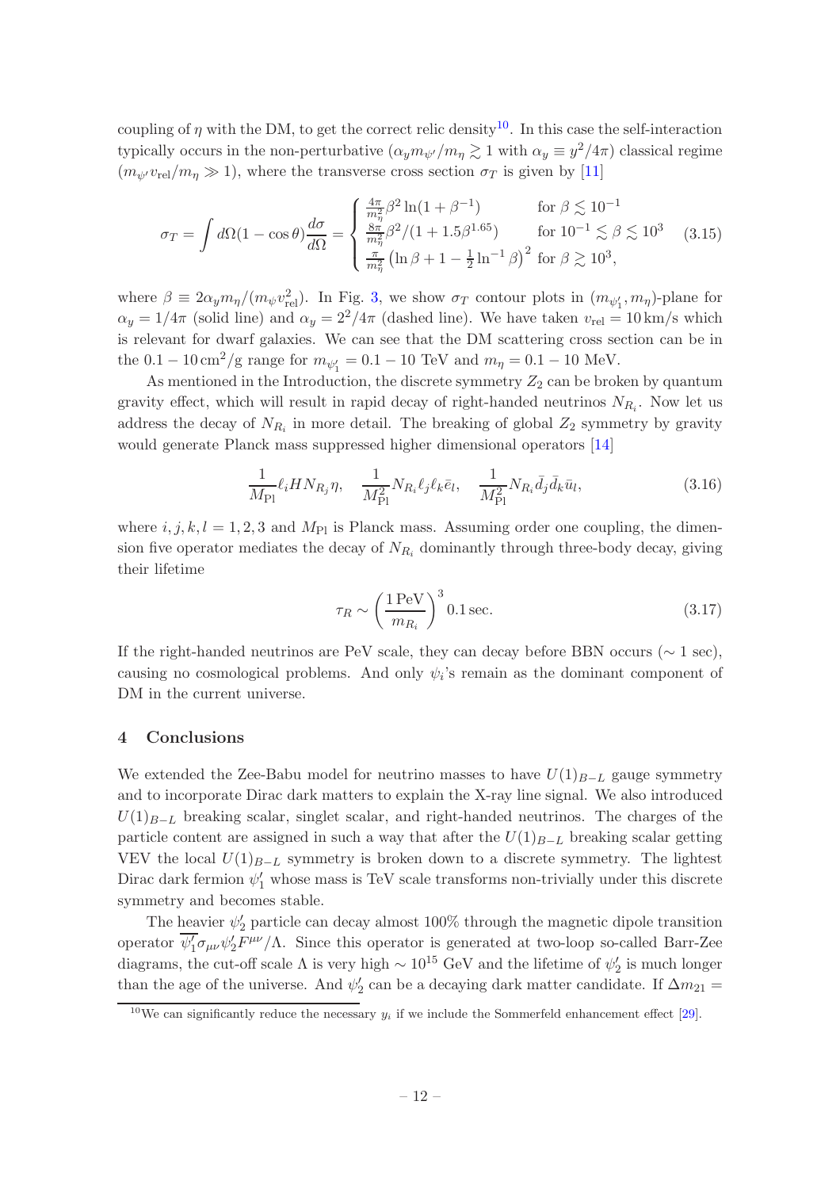coupling of $\eta$ with the DM, to get the correct relic density[10]. In this case the self-interaction typically occurs in the non-perturbative ($\alpha_y m_{\psi'}/m_\eta \gtrsim 1$ with $\alpha_y \equiv y^2/4\pi$) classical regime ($m_{\psi'} v_{\rm rel}/m_\eta \gg 1$), where the transverse cross section $\sigma_T$ is given by [11]

$$\sigma_T = \int d\Omega (1-\cos\theta)\frac{d\sigma}{d\Omega} = \begin{cases} \frac{4\pi}{m_\eta^2}\beta^2 \ln(1+\beta^{-1}) & \text{for } \beta \lesssim 10^{-1} \\ \frac{8\pi}{m_\eta^2}\beta^2/(1+1.5\beta^{1.65}) & \text{for } 10^{-1} \lesssim \beta \lesssim 10^3 \\ \frac{\pi}{m_\eta^2}\left(\ln\beta + 1 - \frac{1}{2}\ln^{-1}\beta\right)^2 & \text{for } \beta \gtrsim 10^3, \end{cases} \tag{3.15}$$

where $\beta \equiv 2\alpha_y m_\eta/(m_\psi v_{\rm rel}^2)$. In Fig. 3, we show $\sigma_T$ contour plots in $(m_{\psi_1'}, m_\eta)$-plane for $\alpha_y = 1/4\pi$ (solid line) and $\alpha_y = 2^2/4\pi$ (dashed line). We have taken $v_{\rm rel} = 10\,{\rm km/s}$ which is relevant for dwarf galaxies. We can see that the DM scattering cross section can be in the $0.1-10\,{\rm cm}^2/{\rm g}$ range for $m_{\psi_1'} = 0.1-10$ TeV and $m_\eta = 0.1-10$ MeV.

As mentioned in the Introduction, the discrete symmetry $Z_2$ can be broken by quantum gravity effect, which will result in rapid decay of right-handed neutrinos $N_{R_i}$. Now let us address the decay of $N_{R_i}$ in more detail. The breaking of global $Z_2$ symmetry by gravity would generate Planck mass suppressed higher dimensional operators [14]

$$\frac{1}{M_{\rm Pl}}\ell_i H N_{R_j}\eta, \quad \frac{1}{M_{\rm Pl}^2}N_{R_i}\ell_j\ell_k\bar{e}_l, \quad \frac{1}{M_{\rm Pl}^2}N_{R_i}\bar{d}_j\bar{d}_k\bar{u}_l, \tag{3.16}$$

where $i,j,k,l = 1,2,3$ and $M_{\rm Pl}$ is Planck mass. Assuming order one coupling, the dimension five operator mediates the decay of $N_{R_i}$ dominantly through three-body decay, giving their lifetime

$$\tau_R \sim \left(\frac{1\,{\rm PeV}}{m_{R_i}}\right)^3 0.1\,{\rm sec}. \tag{3.17}$$

If the right-handed neutrinos are PeV scale, they can decay before BBN occurs ($\sim 1$ sec), causing no cosmological problems. And only $\psi_i$'s remain as the dominant component of DM in the current universe.

## 4 Conclusions

We extended the Zee-Babu model for neutrino masses to have $U(1)_{B-L}$ gauge symmetry and to incorporate Dirac dark matters to explain the X-ray line signal. We also introduced $U(1)_{B-L}$ breaking scalar, singlet scalar, and right-handed neutrinos. The charges of the particle content are assigned in such a way that after the $U(1)_{B-L}$ breaking scalar getting VEV the local $U(1)_{B-L}$ symmetry is broken down to a discrete symmetry. The lightest Dirac dark fermion $\psi_1'$ whose mass is TeV scale transforms non-trivially under this discrete symmetry and becomes stable.

The heavier $\psi_2'$ particle can decay almost 100% through the magnetic dipole transition operator $\overline{\psi_1'}\sigma_{\mu\nu}\psi_2' F^{\mu\nu}/\Lambda$. Since this operator is generated at two-loop so-called Barr-Zee diagrams, the cut-off scale $\Lambda$ is very high $\sim 10^{15}$ GeV and the lifetime of $\psi_2'$ is much longer than the age of the universe. And $\psi_2'$ can be a decaying dark matter candidate. If $\Delta m_{21} =$

[10] We can significantly reduce the necessary $y_i$ if we include the Sommerfeld enhancement effect [29].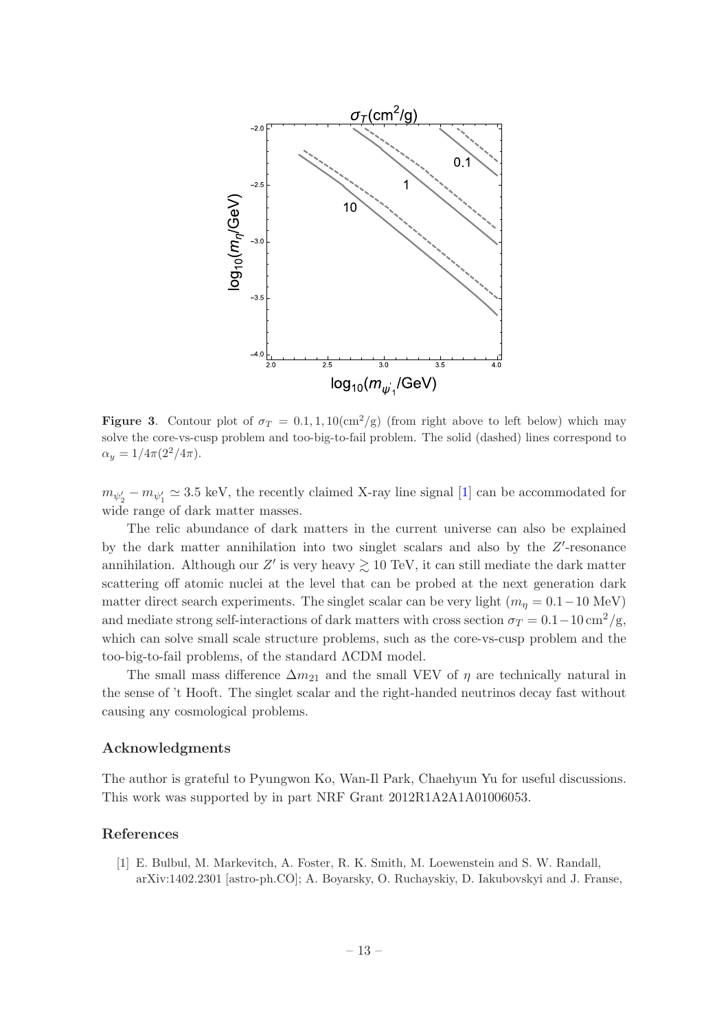**Figure 3**. Contour plot of $\sigma_T = 0.1, 1, 10(\text{cm}^2/\text{g})$ (from right above to left below) which may solve the core-vs-cusp problem and too-big-to-fail problem. The solid (dashed) lines correspond to $\alpha_y = 1/4\pi(2^2/4\pi)$.

$m_{\psi'_2} - m_{\psi'_1} \simeq 3.5$ keV, the recently claimed X-ray line signal [1] can be accommodated for wide range of dark matter masses.

The relic abundance of dark matters in the current universe can also be explained by the dark matter annihilation into two singlet scalars and also by the $Z'$-resonance annihilation. Although our $Z'$ is very heavy $\gtrsim 10$ TeV, it can still mediate the dark matter scattering off atomic nuclei at the level that can be probed at the next generation dark matter direct search experiments. The singlet scalar can be very light ($m_\eta = 0.1 - 10$ MeV) and mediate strong self-interactions of dark matters with cross section $\sigma_T = 0.1 - 10\,\text{cm}^2/\text{g}$, which can solve small scale structure problems, such as the core-vs-cusp problem and the too-big-to-fail problems, of the standard ΛCDM model.

The small mass difference $\Delta m_{21}$ and the small VEV of $\eta$ are technically natural in the sense of 't Hooft. The singlet scalar and the right-handed neutrinos decay fast without causing any cosmological problems.

## Acknowledgments

The author is grateful to Pyungwon Ko, Wan-Il Park, Chaehyun Yu for useful discussions. This work was supported by in part NRF Grant 2012R1A2A1A01006053.

## References

[1] E. Bulbul, M. Markevitch, A. Foster, R. K. Smith, M. Loewenstein and S. W. Randall, arXiv:1402.2301 [astro-ph.CO]; A. Boyarsky, O. Ruchayskiy, D. Iakubovskyi and J. Franse,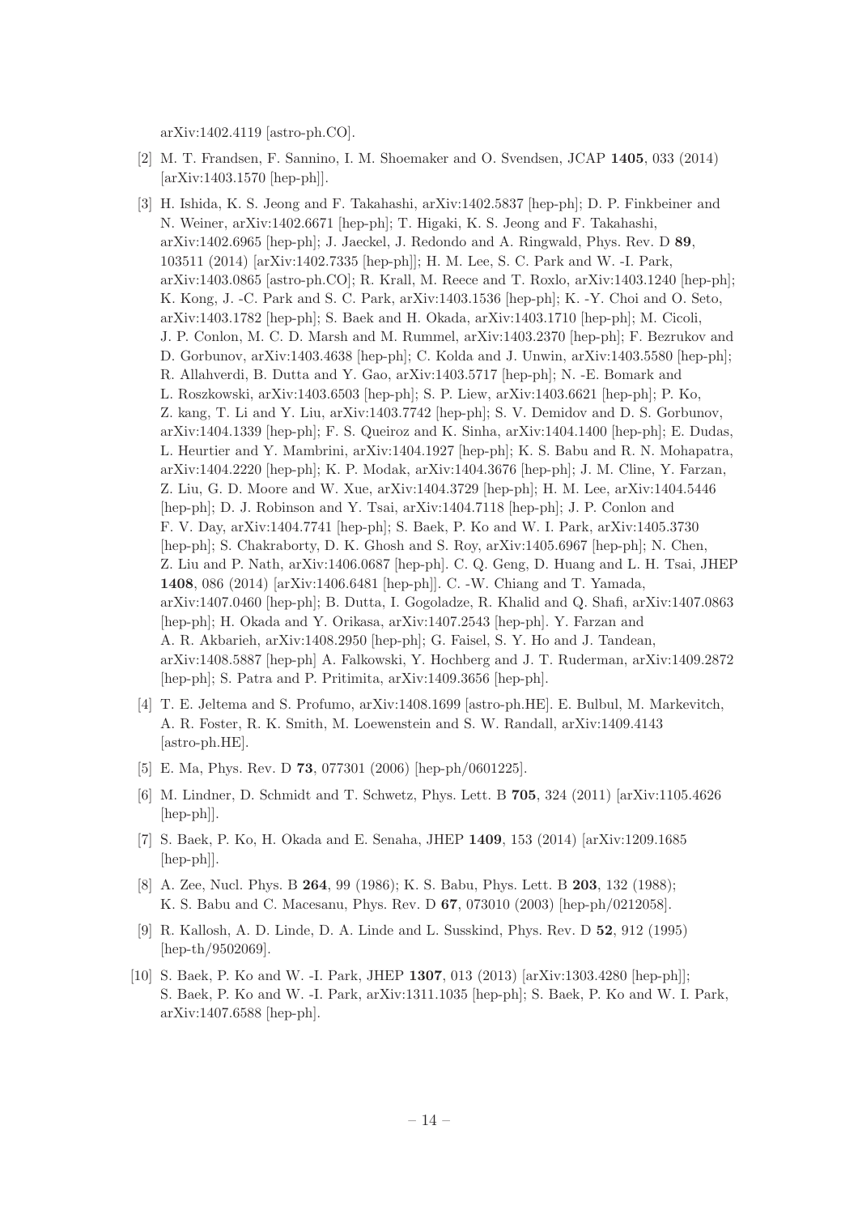arXiv:1402.4119 [astro-ph.CO].

[2] M. T. Frandsen, F. Sannino, I. M. Shoemaker and O. Svendsen, JCAP **1405**, 033 (2014) [arXiv:1403.1570 [hep-ph]].

[3] H. Ishida, K. S. Jeong and F. Takahashi, arXiv:1402.5837 [hep-ph]; D. P. Finkbeiner and N. Weiner, arXiv:1402.6671 [hep-ph]; T. Higaki, K. S. Jeong and F. Takahashi, arXiv:1402.6965 [hep-ph]; J. Jaeckel, J. Redondo and A. Ringwald, Phys. Rev. D **89**, 103511 (2014) [arXiv:1402.7335 [hep-ph]]; H. M. Lee, S. C. Park and W. -I. Park, arXiv:1403.0865 [astro-ph.CO]; R. Krall, M. Reece and T. Roxlo, arXiv:1403.1240 [hep-ph]; K. Kong, J. -C. Park and S. C. Park, arXiv:1403.1536 [hep-ph]; K. -Y. Choi and O. Seto, arXiv:1403.1782 [hep-ph]; S. Baek and H. Okada, arXiv:1403.1710 [hep-ph]; M. Cicoli, J. P. Conlon, M. C. D. Marsh and M. Rummel, arXiv:1403.2370 [hep-ph]; F. Bezrukov and D. Gorbunov, arXiv:1403.4638 [hep-ph]; C. Kolda and J. Unwin, arXiv:1403.5580 [hep-ph]; R. Allahverdi, B. Dutta and Y. Gao, arXiv:1403.5717 [hep-ph]; N. -E. Bomark and L. Roszkowski, arXiv:1403.6503 [hep-ph]; S. P. Liew, arXiv:1403.6621 [hep-ph]; P. Ko, Z. kang, T. Li and Y. Liu, arXiv:1403.7742 [hep-ph]; S. V. Demidov and D. S. Gorbunov, arXiv:1404.1339 [hep-ph]; F. S. Queiroz and K. Sinha, arXiv:1404.1400 [hep-ph]; E. Dudas, L. Heurtier and Y. Mambrini, arXiv:1404.1927 [hep-ph]; K. S. Babu and R. N. Mohapatra, arXiv:1404.2220 [hep-ph]; K. P. Modak, arXiv:1404.3676 [hep-ph]; J. M. Cline, Y. Farzan, Z. Liu, G. D. Moore and W. Xue, arXiv:1404.3729 [hep-ph]; H. M. Lee, arXiv:1404.5446 [hep-ph]; D. J. Robinson and Y. Tsai, arXiv:1404.7118 [hep-ph]; J. P. Conlon and F. V. Day, arXiv:1404.7741 [hep-ph]; S. Baek, P. Ko and W. I. Park, arXiv:1405.3730 [hep-ph]; S. Chakraborty, D. K. Ghosh and S. Roy, arXiv:1405.6967 [hep-ph]; N. Chen, Z. Liu and P. Nath, arXiv:1406.0687 [hep-ph]. C. Q. Geng, D. Huang and L. H. Tsai, JHEP **1408**, 086 (2014) [arXiv:1406.6481 [hep-ph]]. C. -W. Chiang and T. Yamada, arXiv:1407.0460 [hep-ph]; B. Dutta, I. Gogoladze, R. Khalid and Q. Shafi, arXiv:1407.0863 [hep-ph]; H. Okada and Y. Orikasa, arXiv:1407.2543 [hep-ph]. Y. Farzan and A. R. Akbarieh, arXiv:1408.2950 [hep-ph]; G. Faisel, S. Y. Ho and J. Tandean, arXiv:1408.5887 [hep-ph] A. Falkowski, Y. Hochberg and J. T. Ruderman, arXiv:1409.2872 [hep-ph]; S. Patra and P. Pritimita, arXiv:1409.3656 [hep-ph].

[4] T. E. Jeltema and S. Profumo, arXiv:1408.1699 [astro-ph.HE]. E. Bulbul, M. Markevitch, A. R. Foster, R. K. Smith, M. Loewenstein and S. W. Randall, arXiv:1409.4143 [astro-ph.HE].

[5] E. Ma, Phys. Rev. D **73**, 077301 (2006) [hep-ph/0601225].

[6] M. Lindner, D. Schmidt and T. Schwetz, Phys. Lett. B **705**, 324 (2011) [arXiv:1105.4626 [hep-ph]].

[7] S. Baek, P. Ko, H. Okada and E. Senaha, JHEP **1409**, 153 (2014) [arXiv:1209.1685 [hep-ph]].

[8] A. Zee, Nucl. Phys. B **264**, 99 (1986); K. S. Babu, Phys. Lett. B **203**, 132 (1988); K. S. Babu and C. Macesanu, Phys. Rev. D **67**, 073010 (2003) [hep-ph/0212058].

[9] R. Kallosh, A. D. Linde, D. A. Linde and L. Susskind, Phys. Rev. D **52**, 912 (1995) [hep-th/9502069].

[10] S. Baek, P. Ko and W. -I. Park, JHEP **1307**, 013 (2013) [arXiv:1303.4280 [hep-ph]]; S. Baek, P. Ko and W. -I. Park, arXiv:1311.1035 [hep-ph]; S. Baek, P. Ko and W. I. Park, arXiv:1407.6588 [hep-ph].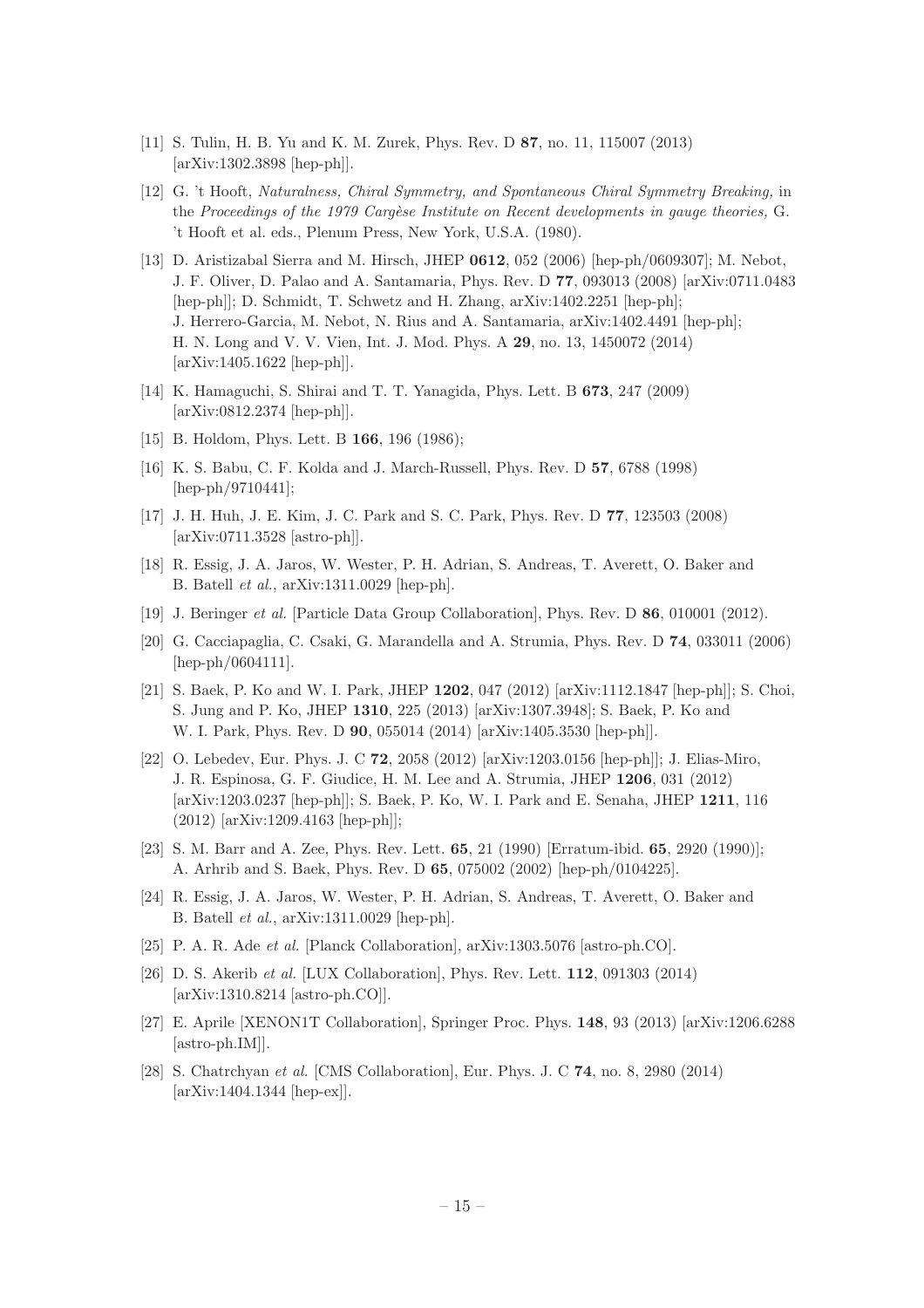[11] S. Tulin, H. B. Yu and K. M. Zurek, Phys. Rev. D **87**, no. 11, 115007 (2013) [arXiv:1302.3898 [hep-ph]].

[12] G. 't Hooft, *Naturalness, Chiral Symmetry, and Spontaneous Chiral Symmetry Breaking,* in the *Proceedings of the 1979 Cargèse Institute on Recent developments in gauge theories,* G. 't Hooft et al. eds., Plenum Press, New York, U.S.A. (1980).

[13] D. Aristizabal Sierra and M. Hirsch, JHEP **0612**, 052 (2006) [hep-ph/0609307]; M. Nebot, J. F. Oliver, D. Palao and A. Santamaria, Phys. Rev. D **77**, 093013 (2008) [arXiv:0711.0483 [hep-ph]]; D. Schmidt, T. Schwetz and H. Zhang, arXiv:1402.2251 [hep-ph]; J. Herrero-Garcia, M. Nebot, N. Rius and A. Santamaria, arXiv:1402.4491 [hep-ph]; H. N. Long and V. V. Vien, Int. J. Mod. Phys. A **29**, no. 13, 1450072 (2014) [arXiv:1405.1622 [hep-ph]].

[14] K. Hamaguchi, S. Shirai and T. T. Yanagida, Phys. Lett. B **673**, 247 (2009) [arXiv:0812.2374 [hep-ph]].

[15] B. Holdom, Phys. Lett. B **166**, 196 (1986);

[16] K. S. Babu, C. F. Kolda and J. March-Russell, Phys. Rev. D **57**, 6788 (1998) [hep-ph/9710441];

[17] J. H. Huh, J. E. Kim, J. C. Park and S. C. Park, Phys. Rev. D **77**, 123503 (2008) [arXiv:0711.3528 [astro-ph]].

[18] R. Essig, J. A. Jaros, W. Wester, P. H. Adrian, S. Andreas, T. Averett, O. Baker and B. Batell *et al.*, arXiv:1311.0029 [hep-ph].

[19] J. Beringer *et al.* [Particle Data Group Collaboration], Phys. Rev. D **86**, 010001 (2012).

[20] G. Cacciapaglia, C. Csaki, G. Marandella and A. Strumia, Phys. Rev. D **74**, 033011 (2006) [hep-ph/0604111].

[21] S. Baek, P. Ko and W. I. Park, JHEP **1202**, 047 (2012) [arXiv:1112.1847 [hep-ph]]; S. Choi, S. Jung and P. Ko, JHEP **1310**, 225 (2013) [arXiv:1307.3948]; S. Baek, P. Ko and W. I. Park, Phys. Rev. D **90**, 055014 (2014) [arXiv:1405.3530 [hep-ph]].

[22] O. Lebedev, Eur. Phys. J. C **72**, 2058 (2012) [arXiv:1203.0156 [hep-ph]]; J. Elias-Miro, J. R. Espinosa, G. F. Giudice, H. M. Lee and A. Strumia, JHEP **1206**, 031 (2012) [arXiv:1203.0237 [hep-ph]]; S. Baek, P. Ko, W. I. Park and E. Senaha, JHEP **1211**, 116 (2012) [arXiv:1209.4163 [hep-ph]];

[23] S. M. Barr and A. Zee, Phys. Rev. Lett. **65**, 21 (1990) [Erratum-ibid. **65**, 2920 (1990)]; A. Arhrib and S. Baek, Phys. Rev. D **65**, 075002 (2002) [hep-ph/0104225].

[24] R. Essig, J. A. Jaros, W. Wester, P. H. Adrian, S. Andreas, T. Averett, O. Baker and B. Batell *et al.*, arXiv:1311.0029 [hep-ph].

[25] P. A. R. Ade *et al.* [Planck Collaboration], arXiv:1303.5076 [astro-ph.CO].

[26] D. S. Akerib *et al.* [LUX Collaboration], Phys. Rev. Lett. **112**, 091303 (2014) [arXiv:1310.8214 [astro-ph.CO]].

[27] E. Aprile [XENON1T Collaboration], Springer Proc. Phys. **148**, 93 (2013) [arXiv:1206.6288 [astro-ph.IM]].

[28] S. Chatrchyan *et al.* [CMS Collaboration], Eur. Phys. J. C **74**, no. 8, 2980 (2014) [arXiv:1404.1344 [hep-ex]].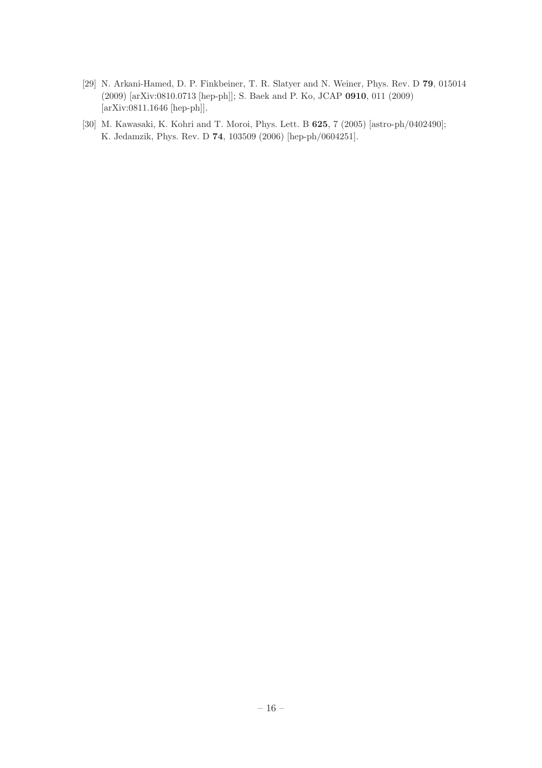[29] N. Arkani-Hamed, D. P. Finkbeiner, T. R. Slatyer and N. Weiner, Phys. Rev. D **79**, 015014 (2009) [arXiv:0810.0713 [hep-ph]]; S. Baek and P. Ko, JCAP **0910**, 011 (2009) [arXiv:0811.1646 [hep-ph]].

[30] M. Kawasaki, K. Kohri and T. Moroi, Phys. Lett. B **625**, 7 (2005) [astro-ph/0402490]; K. Jedamzik, Phys. Rev. D **74**, 103509 (2006) [hep-ph/0604251].